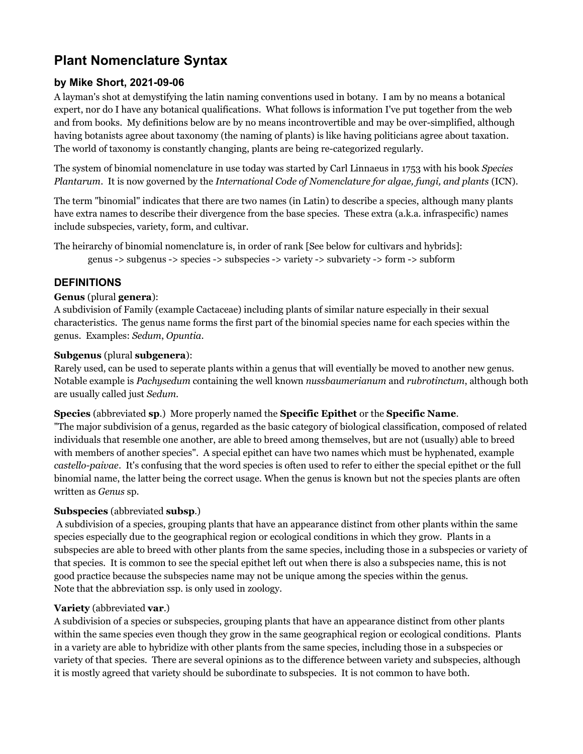# Plant Nomenclature Syntax

### by Mike Short, 2021-09-06

A layman's shot at demystifying the latin naming conventions used in botany. I am by no means a botanical expert, nor do I have any botanical qualifications. What follows is information I've put together from the web and from books. My definitions below are by no means incontrovertible and may be over-simplified, although having botanists agree about taxonomy (the naming of plants) is like having politicians agree about taxation. The world of taxonomy is constantly changing, plants are being re-categorized regularly.

The system of binomial nomenclature in use today was started by Carl Linnaeus in 1753 with his book *Species Plantarum*. It is now governed by the *International Code of Nomenclature for algae, fungi, and plants* (ICN).

The term "binomial" indicates that there are two names (in Latin) to describe a species, although many plants have extra names to describe their divergence from the base species. These extra (a.k.a. infraspecific) names include subspecies, variety, form, and cultivar.

The heirarchy of binomial nomenclature is, in order of rank [See below for cultivars and hybrids]:

> genus -> subgenus -> species -> subspecies -> variety -> subvariety -> form -> subform

## DEFINITIONS

**Genus** (plural **genera**):
A subdivision of Family (example Cactaceae) including plants of similar nature especially in their sexual characteristics. The genus name forms the first part of the binomial species name for each species within the genus. Examples: *Sedum*, *Opuntia*.

**Subgenus** (plural **subgenera**):
Rarely used, can be used to seperate plants within a genus that will eventially be moved to another new genus. Notable example is *Pachysedum* containing the well known *nussbaumerianum* and *rubrotinctum*, although both are usually called just *Sedum*.

**Species** (abbreviated **sp**.) More properly named the **Specific Epithet** or the **Specific Name**.
"The major subdivision of a genus, regarded as the basic category of biological classification, composed of related individuals that resemble one another, are able to breed among themselves, but are not (usually) able to breed with members of another species". A special epithet can have two names which must be hyphenated, example *castello-paivae*. It's confusing that the word species is often used to refer to either the special epithet or the full binomial name, the latter being the correct usage. When the genus is known but not the species plants are often written as *Genus* sp.

**Subspecies** (abbreviated **subsp**.)
A subdivision of a species, grouping plants that have an appearance distinct from other plants within the same species especially due to the geographical region or ecological conditions in which they grow. Plants in a subspecies are able to breed with other plants from the same species, including those in a subspecies or variety of that species. It is common to see the special epithet left out when there is also a subspecies name, this is not good practice because the subspecies name may not be unique among the species within the genus.
Note that the abbreviation ssp. is only used in zoology.

**Variety** (abbreviated **var**.)
A subdivision of a species or subspecies, grouping plants that have an appearance distinct from other plants within the same species even though they grow in the same geographical region or ecological conditions. Plants in a variety are able to hybridize with other plants from the same species, including those in a subspecies or variety of that species. There are several opinions as to the difference between variety and subspecies, although it is mostly agreed that variety should be subordinate to subspecies. It is not common to have both.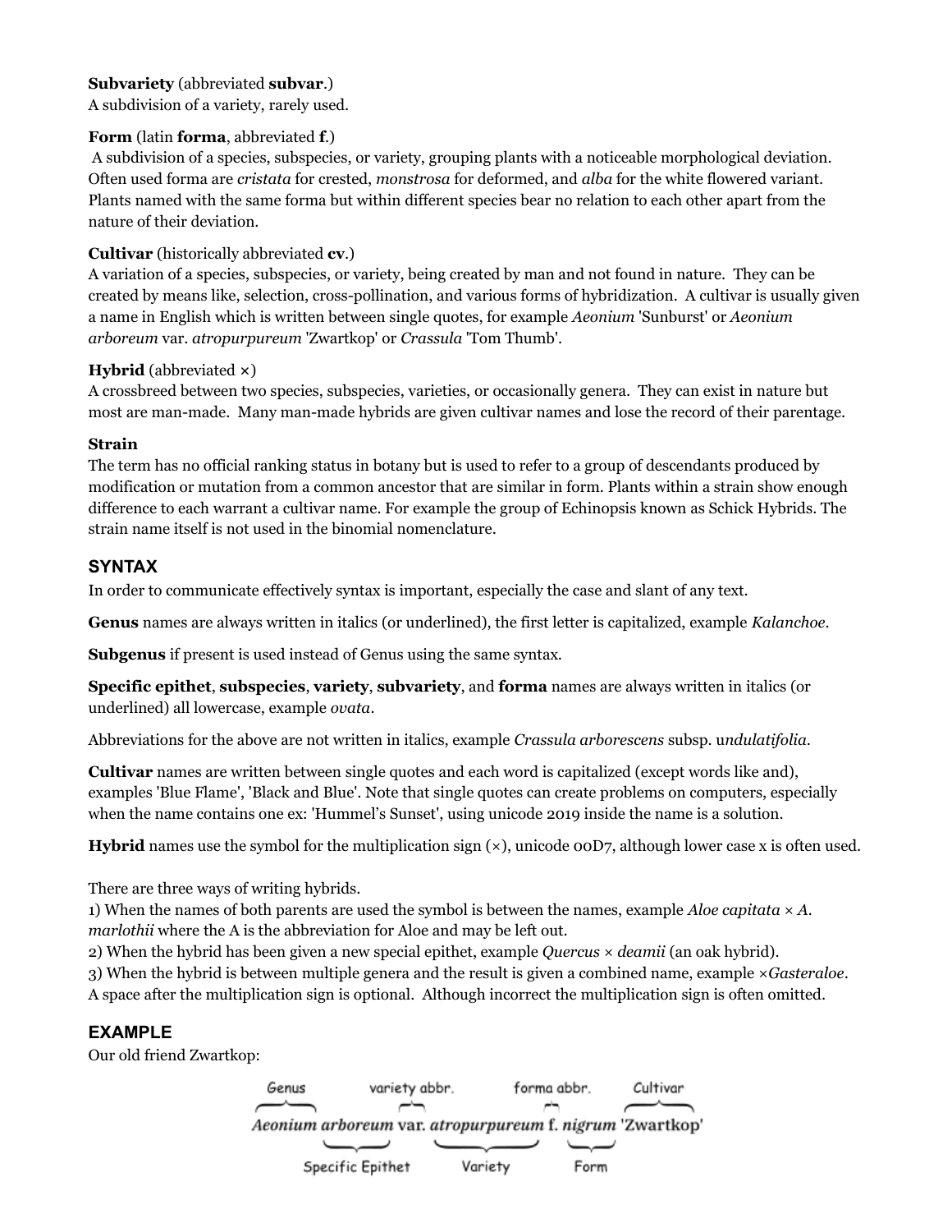**Subvariety** (abbreviated **subvar**.)
A subdivision of a variety, rarely used.

**Form** (latin **forma**, abbreviated **f**.)
A subdivision of a species, subspecies, or variety, grouping plants with a noticeable morphological deviation. Often used forma are *cristata* for crested, *monstrosa* for deformed, and *alba* for the white flowered variant. Plants named with the same forma but within different species bear no relation to each other apart from the nature of their deviation.

**Cultivar** (historically abbreviated **cv**.)
A variation of a species, subspecies, or variety, being created by man and not found in nature. They can be created by means like, selection, cross-pollination, and various forms of hybridization. A cultivar is usually given a name in English which is written between single quotes, for example *Aeonium* 'Sunburst' or *Aeonium arboreum* var. *atropurpureum* 'Zwartkop' or *Crassula* 'Tom Thumb'.

**Hybrid** (abbreviated ×)
A crossbreed between two species, subspecies, varieties, or occasionally genera. They can exist in nature but most are man-made. Many man-made hybrids are given cultivar names and lose the record of their parentage.

**Strain**
The term has no official ranking status in botany but is used to refer to a group of descendants produced by modification or mutation from a common ancestor that are similar in form. Plants within a strain show enough difference to each warrant a cultivar name. For example the group of Echinopsis known as Schick Hybrids. The strain name itself is not used in the binomial nomenclature.

## SYNTAX

In order to communicate effectively syntax is important, especially the case and slant of any text.

**Genus** names are always written in italics (or underlined), the first letter is capitalized, example *Kalanchoe*.

**Subgenus** if present is used instead of Genus using the same syntax.

**Specific epithet**, **subspecies**, **variety**, **subvariety**, and **forma** names are always written in italics (or underlined) all lowercase, example *ovata*.

Abbreviations for the above are not written in italics, example *Crassula arborescens* subsp. u*ndulatifolia*.

**Cultivar** names are written between single quotes and each word is capitalized (except words like and), examples 'Blue Flame', 'Black and Blue'. Note that single quotes can create problems on computers, especially when the name contains one ex: 'Hummel's Sunset', using unicode 2019 inside the name is a solution.

**Hybrid** names use the symbol for the multiplication sign (×), unicode 00D7, although lower case x is often used.

There are three ways of writing hybrids.
1) When the names of both parents are used the symbol is between the names, example *Aloe capitata* × *A. marlothii* where the A is the abbreviation for Aloe and may be left out.
2) When the hybrid has been given a new special epithet, example *Quercus* × *deamii* (an oak hybrid).
3) When the hybrid is between multiple genera and the result is given a combined name, example ×*Gasteraloe*. A space after the multiplication sign is optional. Although incorrect the multiplication sign is often omitted.

## EXAMPLE

Our old friend Zwartkop:

*Aeonium arboreum* var. *atropurpureum* f. *nigrum* 'Zwartkop'

(Genus: *Aeonium*; Specific Epithet: *arboreum*; variety abbr.: var.; Variety: *atropurpureum*; forma abbr.: f.; Form: *nigrum*; Cultivar: 'Zwartkop')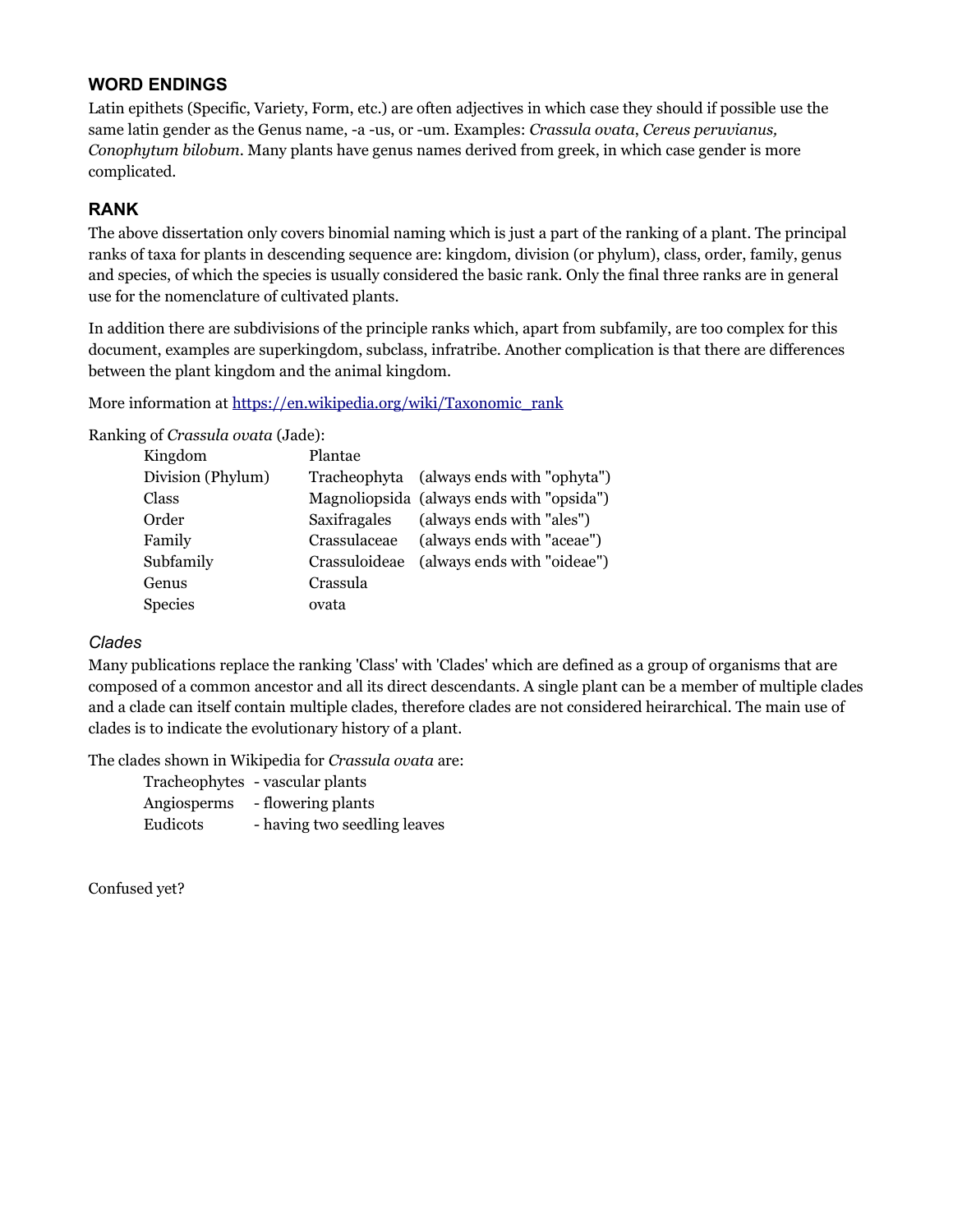## WORD ENDINGS

Latin epithets (Specific, Variety, Form, etc.) are often adjectives in which case they should if possible use the same latin gender as the Genus name, -a -us, or -um. Examples: *Crassula ovata*, *Cereus peruvianus, Conophytum bilobum*. Many plants have genus names derived from greek, in which case gender is more complicated.

## RANK

The above dissertation only covers binomial naming which is just a part of the ranking of a plant. The principal ranks of taxa for plants in descending sequence are: kingdom, division (or phylum), class, order, family, genus and species, of which the species is usually considered the basic rank. Only the final three ranks are in general use for the nomenclature of cultivated plants.

In addition there are subdivisions of the principle ranks which, apart from subfamily, are too complex for this document, examples are superkingdom, subclass, infratribe. Another complication is that there are differences between the plant kingdom and the animal kingdom.

More information at https://en.wikipedia.org/wiki/Taxonomic_rank

Ranking of *Crassula ovata* (Jade):

| | | |
|---|---|---|
| Kingdom | Plantae | |
| Division (Phylum) | Tracheophyta | (always ends with "ophyta") |
| Class | Magnoliopsida | (always ends with "opsida") |
| Order | Saxifragales | (always ends with "ales") |
| Family | Crassulaceae | (always ends with "aceae") |
| Subfamily | Crassuloideae | (always ends with "oideae") |
| Genus | Crassula | |
| Species | ovata | |

### *Clades*

Many publications replace the ranking 'Class' with 'Clades' which are defined as a group of organisms that are composed of a common ancestor and all its direct descendants. A single plant can be a member of multiple clades and a clade can itself contain multiple clades, therefore clades are not considered heirarchical. The main use of clades is to indicate the evolutionary history of a plant.

The clades shown in Wikipedia for *Crassula ovata* are:

| | |
|---|---|
| Tracheophytes | - vascular plants |
| Angiosperms | - flowering plants |
| Eudicots | - having two seedling leaves |

Confused yet?